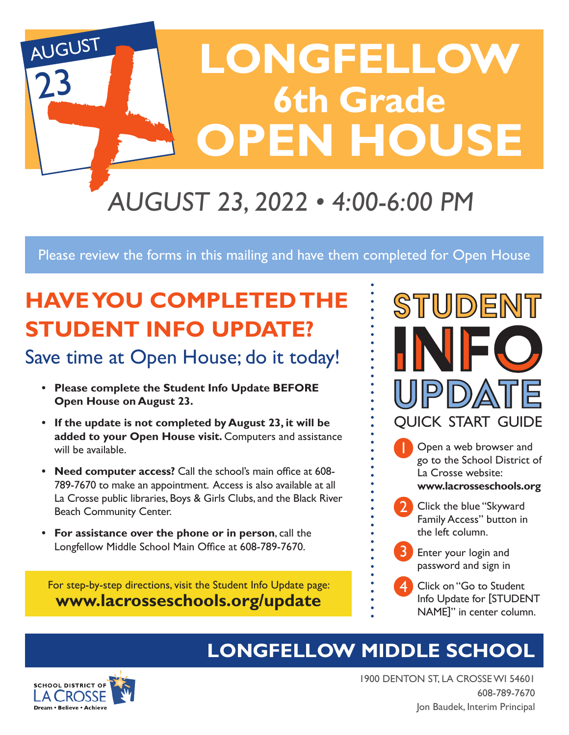AUGUST 23

# LONGFELLOW 6th Grade OPEN HOUSE

*AUGUST 23, 2022 • 4:00-6:00 PM*

Please review the forms in this mailing and have them completed for Open House

## HAVE YOU COMPLETED THE STUDENT INFO UPDATE?

### Save time at Open House; do it today!

- **Please complete the Student Info Update BEFORE Open House on August 23.**
- **If the update is not completed by August 23, it will be added to your Open House visit.** Computers and assistance will be available.
- **Need computer access?** Call the school's main office at 608-789-7670 to make an appointment. Access is also available at all La Crosse public libraries, Boys & Girls Clubs, and the Black River Beach Community Center.
- **For assistance over the phone or in person**, call the Longfellow Middle School Main Office at 608-789-7670.

For step-by-step directions, visit the Student Info Update page:
**www.lacrosseschools.org/update**

## STUDENT INFO UPDATE

QUICK START GUIDE

1. Open a web browser and go to the School District of La Crosse website: **www.lacrosseschools.org**
2. Click the blue "Skyward Family Access" button in the left column.
3. Enter your login and password and sign in
4. Click on "Go to Student Info Update for [STUDENT NAME]" in center column.

## LONGFELLOW MIDDLE SCHOOL

SCHOOL DISTRICT OF LA CROSSE
Dream • Believe • Achieve

1900 DENTON ST, LA CROSSE WI 54601
608-789-7670
Jon Baudek, Interim Principal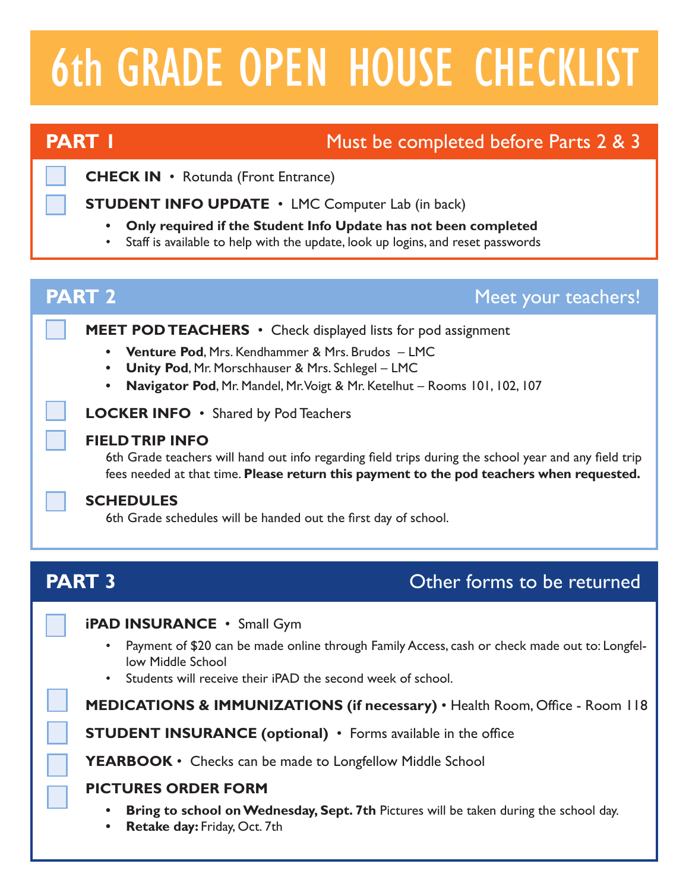# 6th GRADE OPEN HOUSE CHECKLIST

## PART 1 — Must be completed before Parts 2 & 3

- [ ] **CHECK IN** • Rotunda (Front Entrance)
- [ ] **STUDENT INFO UPDATE** • LMC Computer Lab (in back)
  - **Only required if the Student Info Update has not been completed**
  - Staff is available to help with the update, look up logins, and reset passwords

## PART 2 — Meet your teachers!

- [ ] **MEET POD TEACHERS** • Check displayed lists for pod assignment
  - **Venture Pod**, Mrs. Kendhammer & Mrs. Brudos – LMC
  - **Unity Pod**, Mr. Morschhauser & Mrs. Schlegel – LMC
  - **Navigator Pod**, Mr. Mandel, Mr. Voigt & Mr. Ketelhut – Rooms 101, 102, 107
- [ ] **LOCKER INFO** • Shared by Pod Teachers
- [ ] **FIELD TRIP INFO**
  6th Grade teachers will hand out info regarding field trips during the school year and any field trip fees needed at that time. **Please return this payment to the pod teachers when requested.**
- [ ] **SCHEDULES**
  6th Grade schedules will be handed out the first day of school.

## PART 3 — Other forms to be returned

- [ ] **iPAD INSURANCE** • Small Gym
  - Payment of $20 can be made online through Family Access, cash or check made out to: Longfellow Middle School
  - Students will receive their iPAD the second week of school.
- [ ] **MEDICATIONS & IMMUNIZATIONS (if necessary)** • Health Room, Office - Room 118
- [ ] **STUDENT INSURANCE (optional)** • Forms available in the office
- [ ] **YEARBOOK** • Checks can be made to Longfellow Middle School
- [ ] **PICTURES ORDER FORM**
  - **Bring to school on Wednesday, Sept. 7th** Pictures will be taken during the school day.
  - **Retake day:** Friday, Oct. 7th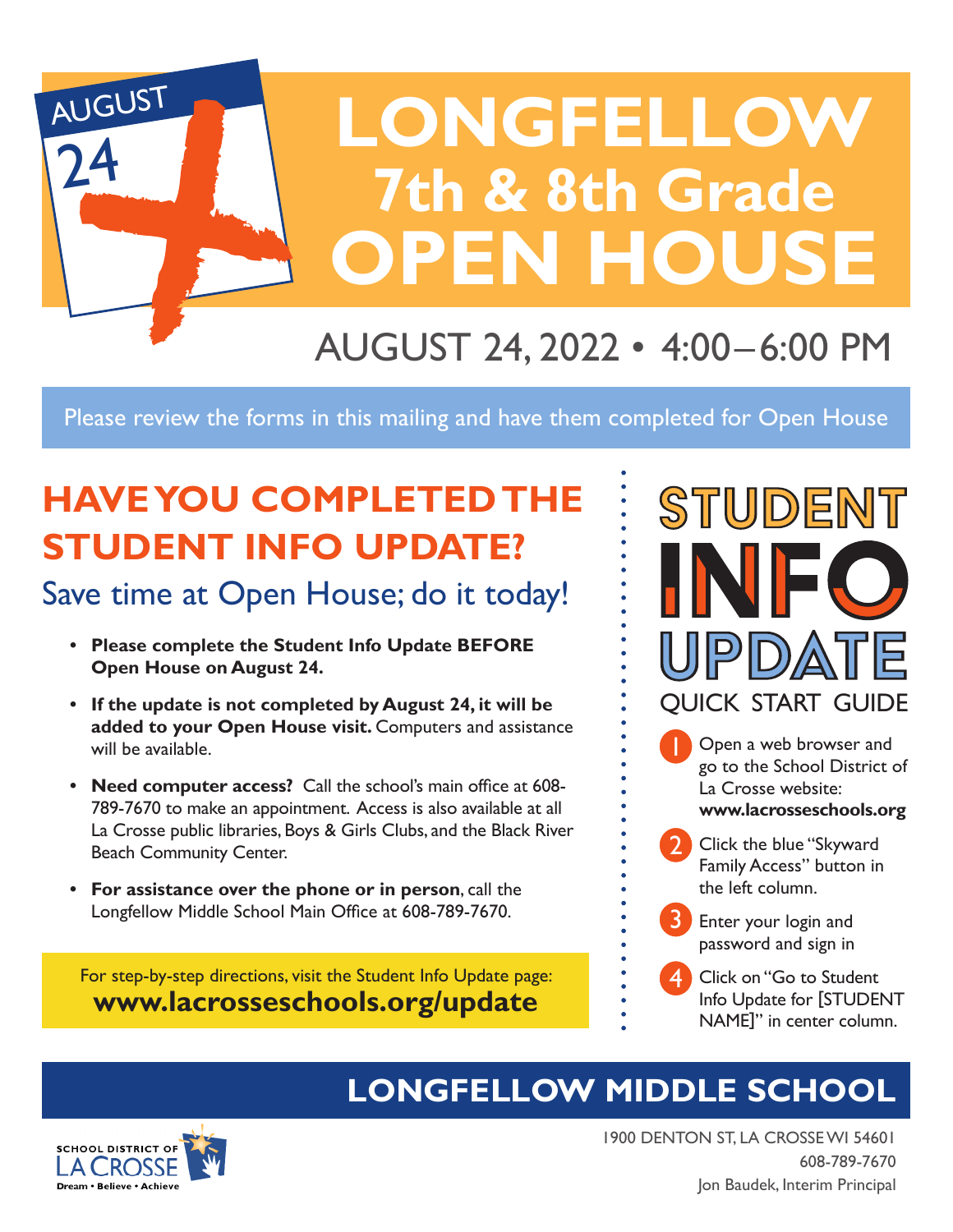AUGUST
24

# LONGFELLOW 7th & 8th Grade OPEN HOUSE

AUGUST 24, 2022 • 4:00–6:00 PM

Please review the forms in this mailing and have them completed for Open House

## HAVE YOU COMPLETED THE STUDENT INFO UPDATE?

### Save time at Open House; do it today!

- **Please complete the Student Info Update BEFORE Open House on August 24.**
- **If the update is not completed by August 24, it will be added to your Open House visit.** Computers and assistance will be available.
- **Need computer access?** Call the school's main office at 608-789-7670 to make an appointment. Access is also available at all La Crosse public libraries, Boys & Girls Clubs, and the Black River Beach Community Center.
- **For assistance over the phone or in person**, call the Longfellow Middle School Main Office at 608-789-7670.

For step-by-step directions, visit the Student Info Update page:
**www.lacrosseschools.org/update**

## STUDENT INFO UPDATE

### QUICK START GUIDE

1. Open a web browser and go to the School District of La Crosse website: **www.lacrosseschools.org**
2. Click the blue "Skyward Family Access" button in the left column.
3. Enter your login and password and sign in
4. Click on "Go to Student Info Update for [STUDENT NAME]" in center column.

## LONGFELLOW MIDDLE SCHOOL

SCHOOL DISTRICT OF LA CROSSE
Dream • Believe • Achieve

1900 DENTON ST, LA CROSSE WI 54601
608-789-7670
Jon Baudek, Interim Principal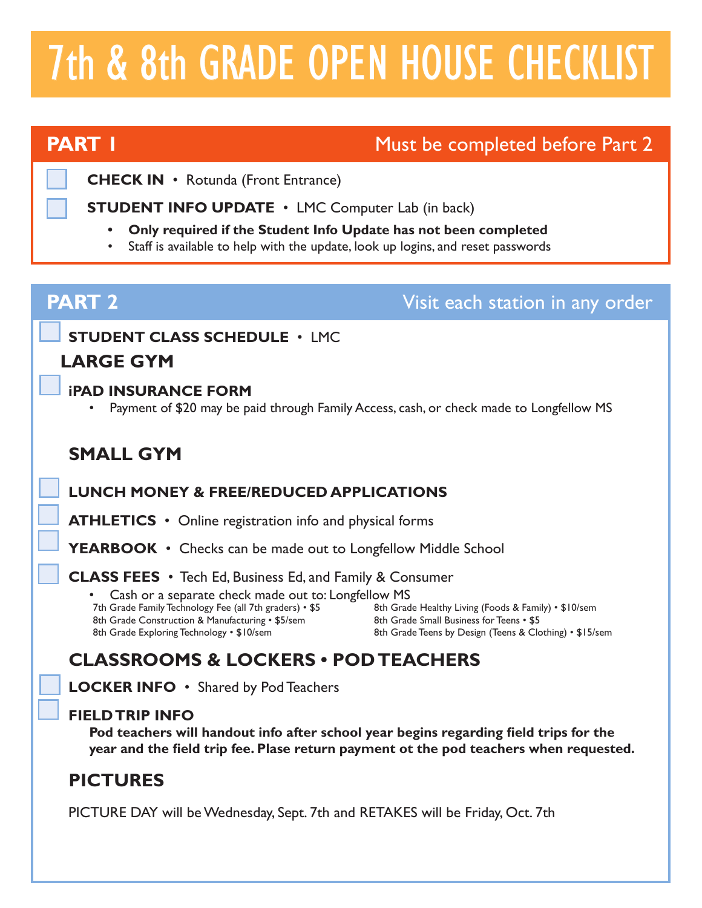# 7th & 8th GRADE OPEN HOUSE CHECKLIST

## PART 1 — Must be completed before Part 2

- [ ] **CHECK IN** • Rotunda (Front Entrance)
- [ ] **STUDENT INFO UPDATE** • LMC Computer Lab (in back)
  - **Only required if the Student Info Update has not been completed**
  - Staff is available to help with the update, look up logins, and reset passwords

## PART 2 — Visit each station in any order

- [ ] **STUDENT CLASS SCHEDULE** • LMC

### LARGE GYM

- [ ] **iPAD INSURANCE FORM**
  - Payment of $20 may be paid through Family Access, cash, or check made to Longfellow MS

### SMALL GYM

- [ ] **LUNCH MONEY & FREE/REDUCED APPLICATIONS**
- [ ] **ATHLETICS** • Online registration info and physical forms
- [ ] **YEARBOOK** • Checks can be made out to Longfellow Middle School
- [ ] **CLASS FEES** • Tech Ed, Business Ed, and Family & Consumer
  - Cash or a separate check made out to: Longfellow MS

7th Grade Family Technology Fee (all 7th graders) • $5
8th Grade Construction & Manufacturing • $5/sem
8th Grade Exploring Technology • $10/sem
8th Grade Healthy Living (Foods & Family) • $10/sem
8th Grade Small Business for Teens • $5
8th Grade Teens by Design (Teens & Clothing) • $15/sem

### CLASSROOMS & LOCKERS • POD TEACHERS

- [ ] **LOCKER INFO** • Shared by Pod Teachers
- [ ] **FIELD TRIP INFO**

**Pod teachers will handout info after school year begins regarding field trips for the year and the field trip fee. Plase return payment ot the pod teachers when requested.**

### PICTURES

PICTURE DAY will be Wednesday, Sept. 7th and RETAKES will be Friday, Oct. 7th